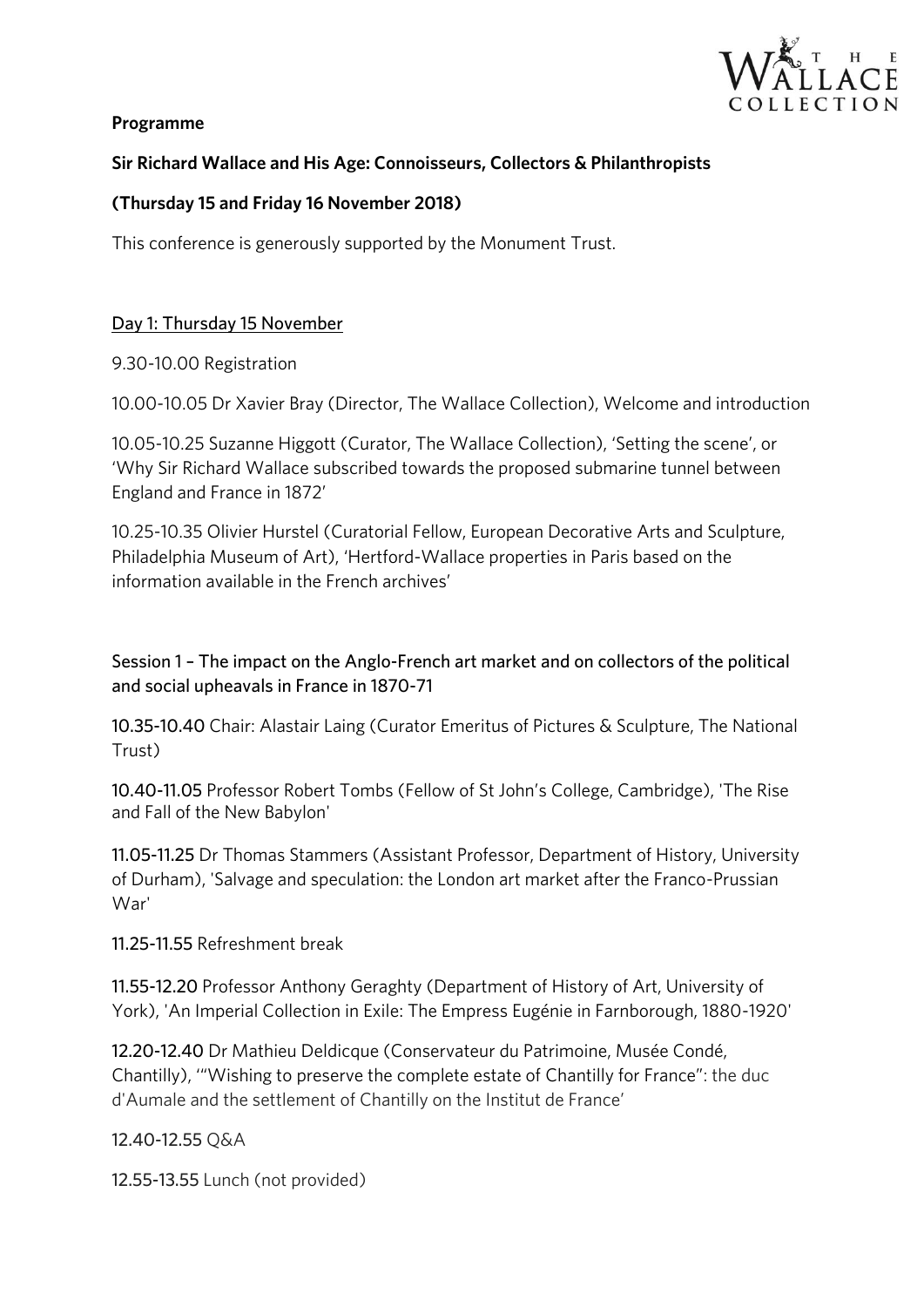**Programme**

**Sir Richard Wallace and His Age: Connoisseurs, Collectors & Philanthropists**

**(Thursday 15 and Friday 16 November 2018)**

This conference is generously supported by the Monument Trust.

Day 1: Thursday 15 November

9.30-10.00 Registration

10.00-10.05 Dr Xavier Bray (Director, The Wallace Collection), Welcome and introduction

10.05-10.25 Suzanne Higgott (Curator, The Wallace Collection), 'Setting the scene', or 'Why Sir Richard Wallace subscribed towards the proposed submarine tunnel between England and France in 1872'

10.25-10.35 Olivier Hurstel (Curatorial Fellow, European Decorative Arts and Sculpture, Philadelphia Museum of Art), 'Hertford-Wallace properties in Paris based on the information available in the French archives'

Session 1 – The impact on the Anglo-French art market and on collectors of the political and social upheavals in France in 1870-71

10.35-10.40 Chair: Alastair Laing (Curator Emeritus of Pictures & Sculpture, The National Trust)

10.40-11.05 Professor Robert Tombs (Fellow of St John's College, Cambridge), 'The Rise and Fall of the New Babylon'

11.05-11.25 Dr Thomas Stammers (Assistant Professor, Department of History, University of Durham), 'Salvage and speculation: the London art market after the Franco-Prussian War'

11.25-11.55 Refreshment break

11.55-12.20 Professor Anthony Geraghty (Department of History of Art, University of York), 'An Imperial Collection in Exile: The Empress Eugénie in Farnborough, 1880-1920'

12.20-12.40 Dr Mathieu Deldicque (Conservateur du Patrimoine, Musée Condé, Chantilly), '"Wishing to preserve the complete estate of Chantilly for France": the duc d'Aumale and the settlement of Chantilly on the Institut de France'

12.40-12.55 Q&A

12.55-13.55 Lunch (not provided)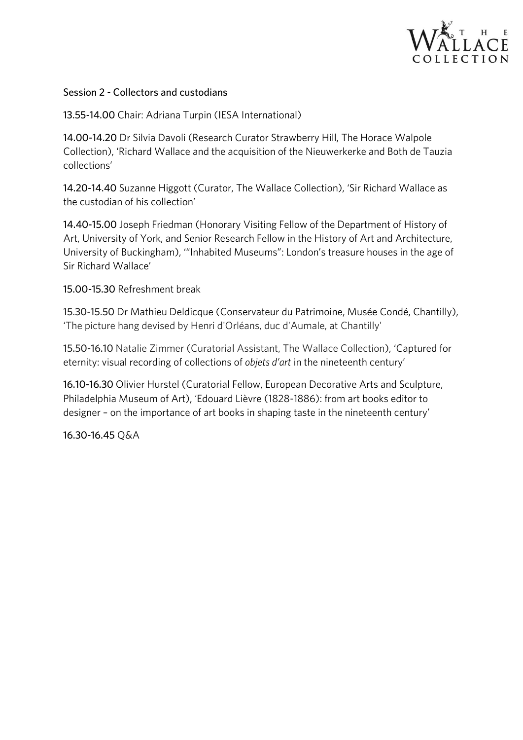## Session 2 - Collectors and custodians

**13.55-14.00** Chair: Adriana Turpin (IESA International)

**14.00-14.20** Dr Silvia Davoli (Research Curator Strawberry Hill, The Horace Walpole Collection), 'Richard Wallace and the acquisition of the Nieuwerkerke and Both de Tauzia collections'

**14.20-14.40** Suzanne Higgott (Curator, The Wallace Collection), 'Sir Richard Wallace as the custodian of his collection'

**14.40-15.00** Joseph Friedman (Honorary Visiting Fellow of the Department of History of Art, University of York, and Senior Research Fellow in the History of Art and Architecture, University of Buckingham), '"Inhabited Museums": London's treasure houses in the age of Sir Richard Wallace'

**15.00-15.30** Refreshment break

**15.30-15.50** Dr Mathieu Deldicque (Conservateur du Patrimoine, Musée Condé, Chantilly), 'The picture hang devised by Henri d'Orléans, duc d'Aumale, at Chantilly'

**15.50-16.10** Natalie Zimmer (Curatorial Assistant, The Wallace Collection), 'Captured for eternity: visual recording of collections of *objets d'art* in the nineteenth century'

**16.10-16.30** Olivier Hurstel (Curatorial Fellow, European Decorative Arts and Sculpture, Philadelphia Museum of Art), 'Edouard Lièvre (1828-1886): from art books editor to designer – on the importance of art books in shaping taste in the nineteenth century'

**16.30-16.45** Q&A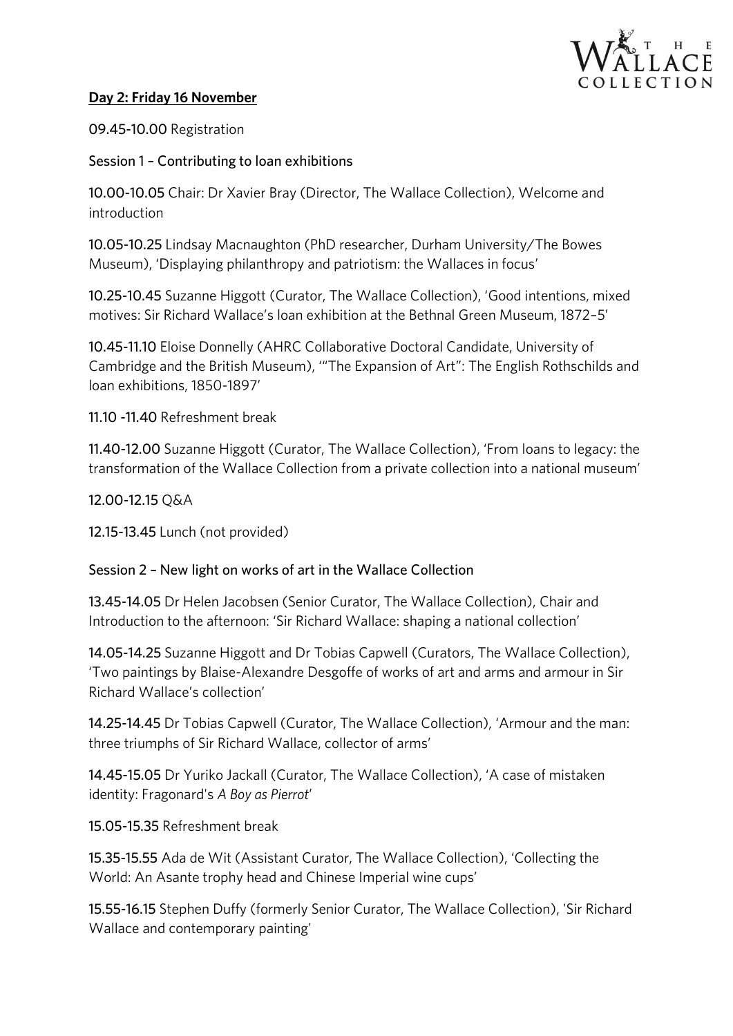**Day 2: Friday 16 November**

**09.45-10.00** Registration

Session 1 – Contributing to loan exhibitions

**10.00-10.05** Chair: Dr Xavier Bray (Director, The Wallace Collection), Welcome and introduction

**10.05-10.25** Lindsay Macnaughton (PhD researcher, Durham University/The Bowes Museum), 'Displaying philanthropy and patriotism: the Wallaces in focus'

**10.25-10.45** Suzanne Higgott (Curator, The Wallace Collection), 'Good intentions, mixed motives: Sir Richard Wallace's loan exhibition at the Bethnal Green Museum, 1872–5'

**10.45-11.10** Eloise Donnelly (AHRC Collaborative Doctoral Candidate, University of Cambridge and the British Museum), '"The Expansion of Art": The English Rothschilds and loan exhibitions, 1850-1897'

**11.10 -11.40** Refreshment break

**11.40-12.00** Suzanne Higgott (Curator, The Wallace Collection), 'From loans to legacy: the transformation of the Wallace Collection from a private collection into a national museum'

**12.00-12.15** Q&A

**12.15-13.45** Lunch (not provided)

Session 2 – New light on works of art in the Wallace Collection

**13.45-14.05** Dr Helen Jacobsen (Senior Curator, The Wallace Collection), Chair and Introduction to the afternoon: 'Sir Richard Wallace: shaping a national collection'

**14.05-14.25** Suzanne Higgott and Dr Tobias Capwell (Curators, The Wallace Collection), 'Two paintings by Blaise-Alexandre Desgoffe of works of art and arms and armour in Sir Richard Wallace's collection'

**14.25-14.45** Dr Tobias Capwell (Curator, The Wallace Collection), 'Armour and the man: three triumphs of Sir Richard Wallace, collector of arms'

**14.45-15.05** Dr Yuriko Jackall (Curator, The Wallace Collection), 'A case of mistaken identity: Fragonard's *A Boy as Pierrot*'

**15.05-15.35** Refreshment break

**15.35-15.55** Ada de Wit (Assistant Curator, The Wallace Collection), 'Collecting the World: An Asante trophy head and Chinese Imperial wine cups'

**15.55-16.15** Stephen Duffy (formerly Senior Curator, The Wallace Collection), 'Sir Richard Wallace and contemporary painting'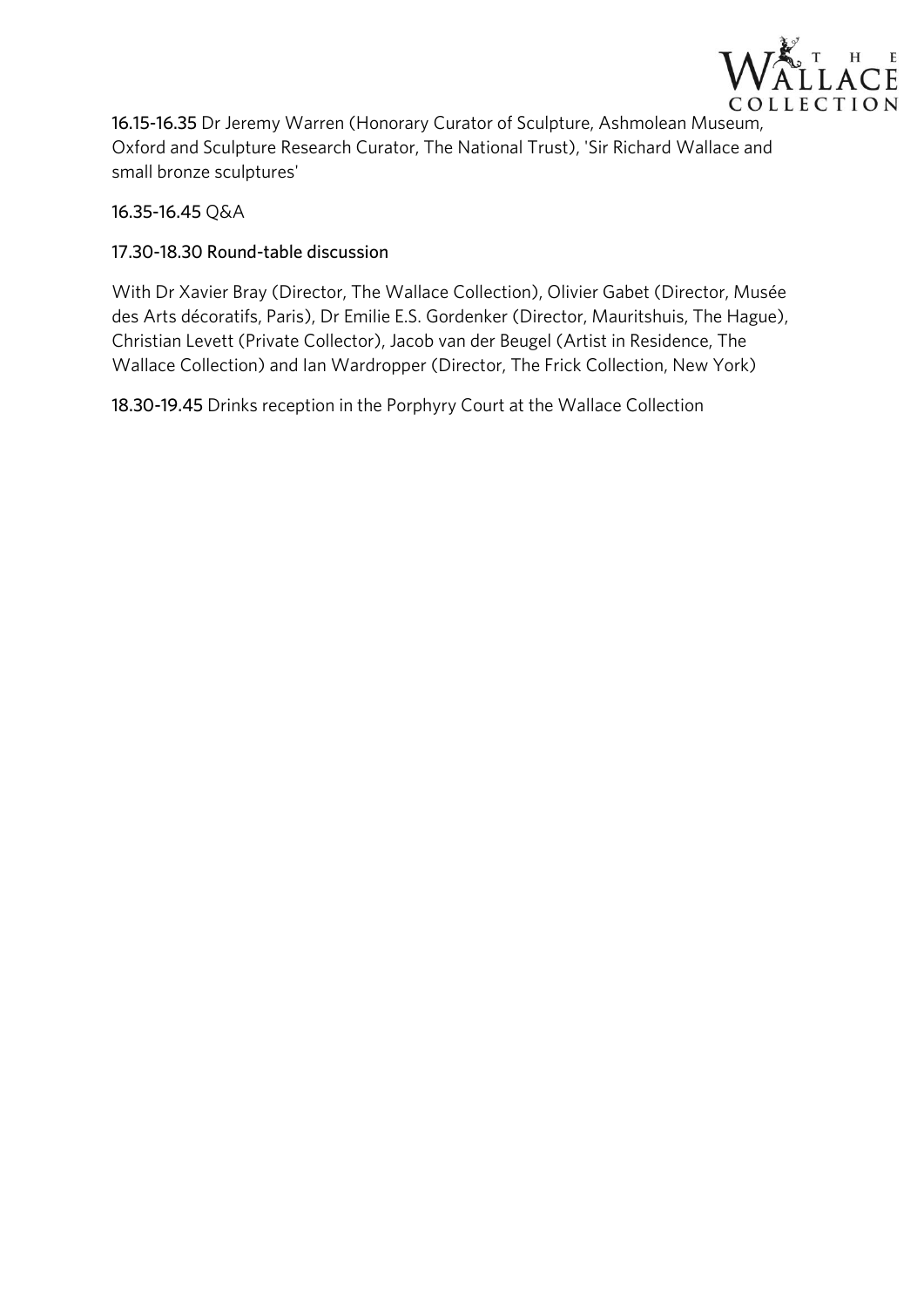**16.15-16.35** Dr Jeremy Warren (Honorary Curator of Sculpture, Ashmolean Museum, Oxford and Sculpture Research Curator, The National Trust), 'Sir Richard Wallace and small bronze sculptures'

**16.35-16.45** Q&A

**17.30-18.30 Round-table discussion**

With Dr Xavier Bray (Director, The Wallace Collection), Olivier Gabet (Director, Musée des Arts décoratifs, Paris), Dr Emilie E.S. Gordenker (Director, Mauritshuis, The Hague), Christian Levett (Private Collector), Jacob van der Beugel (Artist in Residence, The Wallace Collection) and Ian Wardropper (Director, The Frick Collection, New York)

**18.30-19.45** Drinks reception in the Porphyry Court at the Wallace Collection